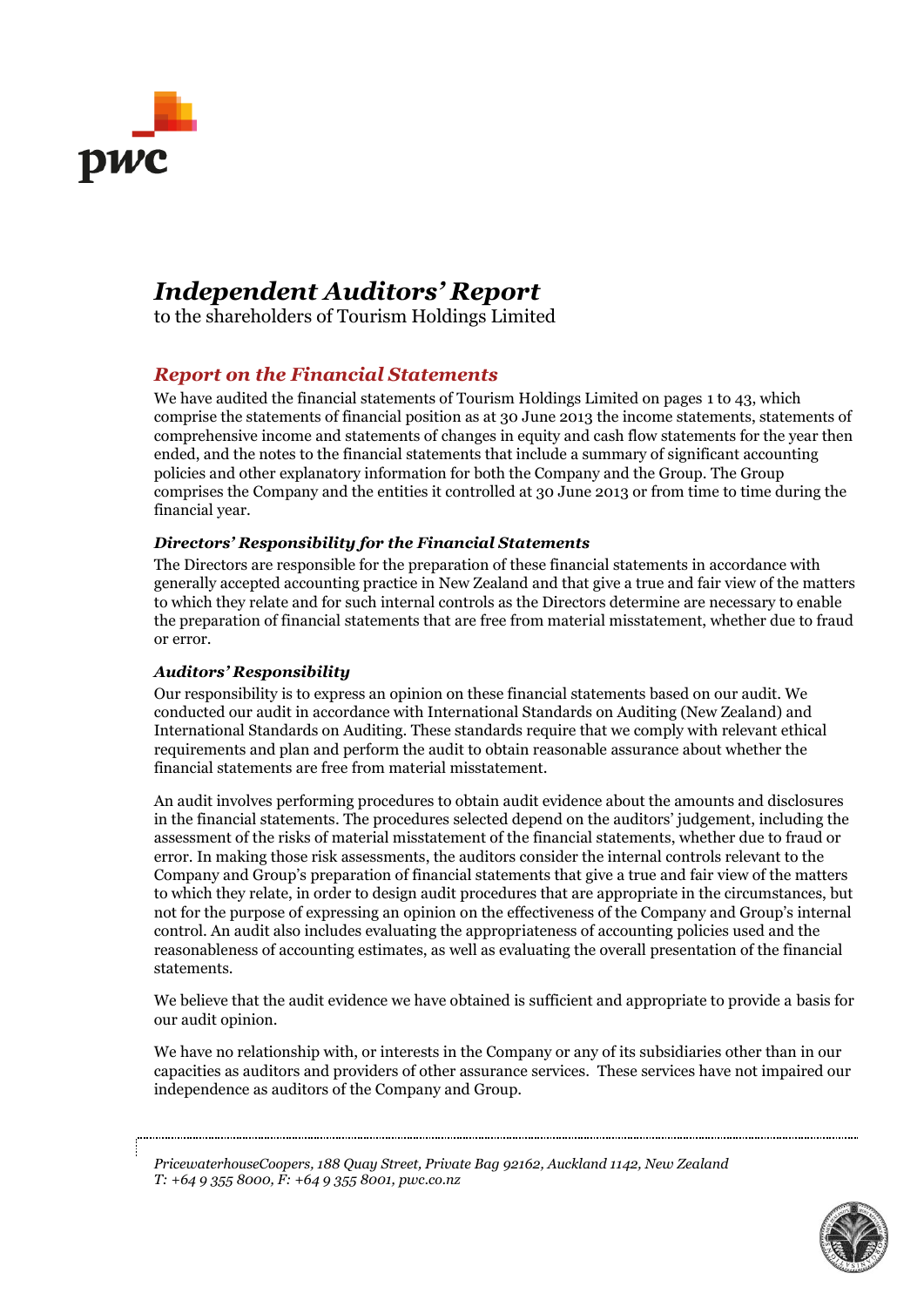# *Independent Auditors' Report*

to the shareholders of Tourism Holdings Limited

## *Report on the Financial Statements*

We have audited the financial statements of Tourism Holdings Limited on pages 1 to 43, which comprise the statements of financial position as at 30 June 2013 the income statements, statements of comprehensive income and statements of changes in equity and cash flow statements for the year then ended, and the notes to the financial statements that include a summary of significant accounting policies and other explanatory information for both the Company and the Group. The Group comprises the Company and the entities it controlled at 30 June 2013 or from time to time during the financial year.

### *Directors' Responsibility for the Financial Statements*

The Directors are responsible for the preparation of these financial statements in accordance with generally accepted accounting practice in New Zealand and that give a true and fair view of the matters to which they relate and for such internal controls as the Directors determine are necessary to enable the preparation of financial statements that are free from material misstatement, whether due to fraud or error.

### *Auditors' Responsibility*

Our responsibility is to express an opinion on these financial statements based on our audit. We conducted our audit in accordance with International Standards on Auditing (New Zealand) and International Standards on Auditing. These standards require that we comply with relevant ethical requirements and plan and perform the audit to obtain reasonable assurance about whether the financial statements are free from material misstatement.

An audit involves performing procedures to obtain audit evidence about the amounts and disclosures in the financial statements. The procedures selected depend on the auditors' judgement, including the assessment of the risks of material misstatement of the financial statements, whether due to fraud or error. In making those risk assessments, the auditors consider the internal controls relevant to the Company and Group's preparation of financial statements that give a true and fair view of the matters to which they relate, in order to design audit procedures that are appropriate in the circumstances, but not for the purpose of expressing an opinion on the effectiveness of the Company and Group's internal control. An audit also includes evaluating the appropriateness of accounting policies used and the reasonableness of accounting estimates, as well as evaluating the overall presentation of the financial statements.

We believe that the audit evidence we have obtained is sufficient and appropriate to provide a basis for our audit opinion.

We have no relationship with, or interests in the Company or any of its subsidiaries other than in our capacities as auditors and providers of other assurance services. These services have not impaired our independence as auditors of the Company and Group.

*PricewaterhouseCoopers, 188 Quay Street, Private Bag 92162, Auckland 1142, New Zealand*
*T: +64 9 355 8000, F: +64 9 355 8001, pwc.co.nz*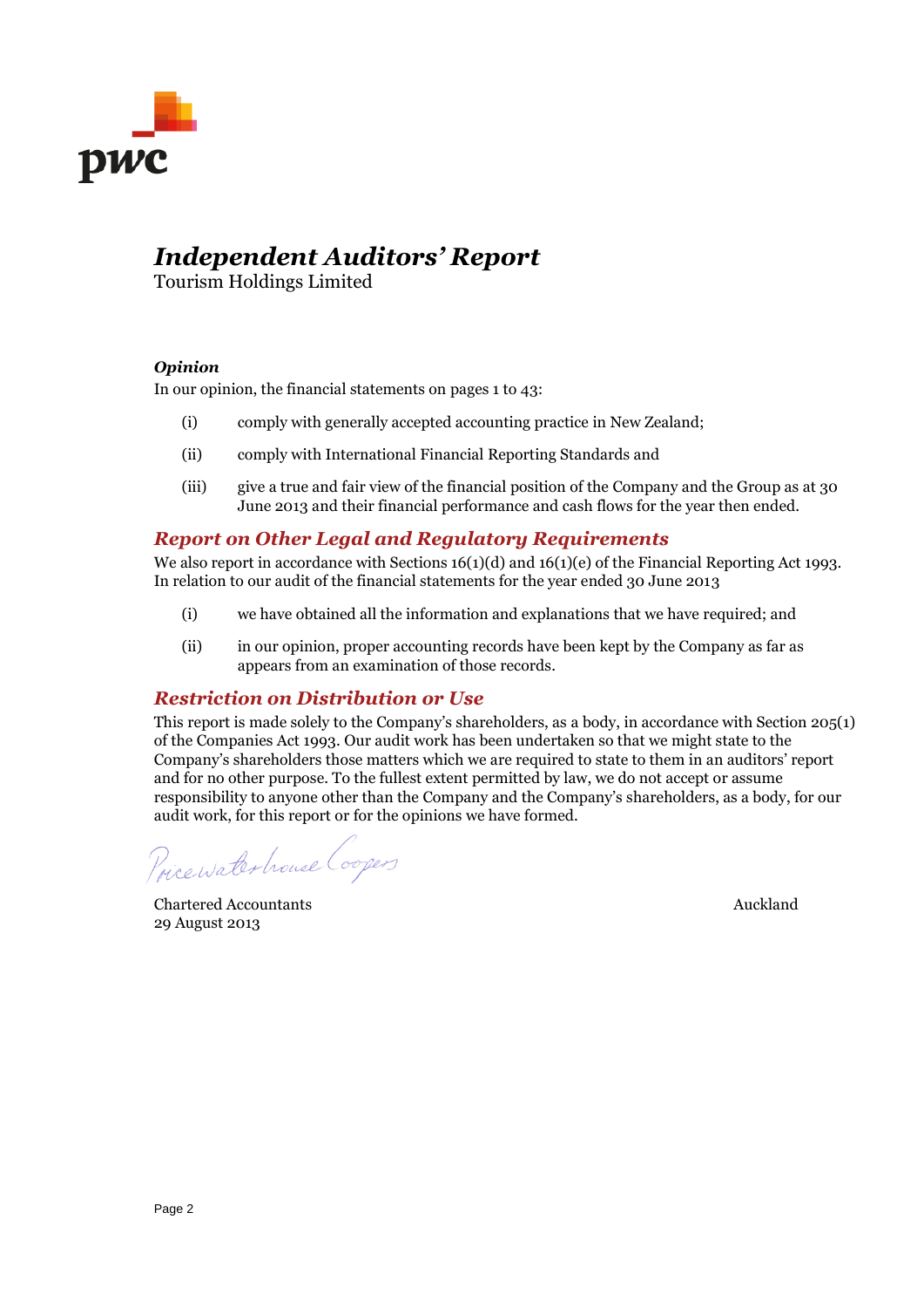# *Independent Auditors' Report*

Tourism Holdings Limited

### *Opinion*

In our opinion, the financial statements on pages 1 to 43:

(i) comply with generally accepted accounting practice in New Zealand;

(ii) comply with International Financial Reporting Standards and

(iii) give a true and fair view of the financial position of the Company and the Group as at 30 June 2013 and their financial performance and cash flows for the year then ended.

## *Report on Other Legal and Regulatory Requirements*

We also report in accordance with Sections 16(1)(d) and 16(1)(e) of the Financial Reporting Act 1993. In relation to our audit of the financial statements for the year ended 30 June 2013

(i) we have obtained all the information and explanations that we have required; and

(ii) in our opinion, proper accounting records have been kept by the Company as far as appears from an examination of those records.

## *Restriction on Distribution or Use*

This report is made solely to the Company's shareholders, as a body, in accordance with Section 205(1) of the Companies Act 1993. Our audit work has been undertaken so that we might state to the Company's shareholders those matters which we are required to state to them in an auditors' report and for no other purpose. To the fullest extent permitted by law, we do not accept or assume responsibility to anyone other than the Company and the Company's shareholders, as a body, for our audit work, for this report or for the opinions we have formed.

PricewaterhouseCoopers

Chartered Accountants
29 August 2013

Auckland